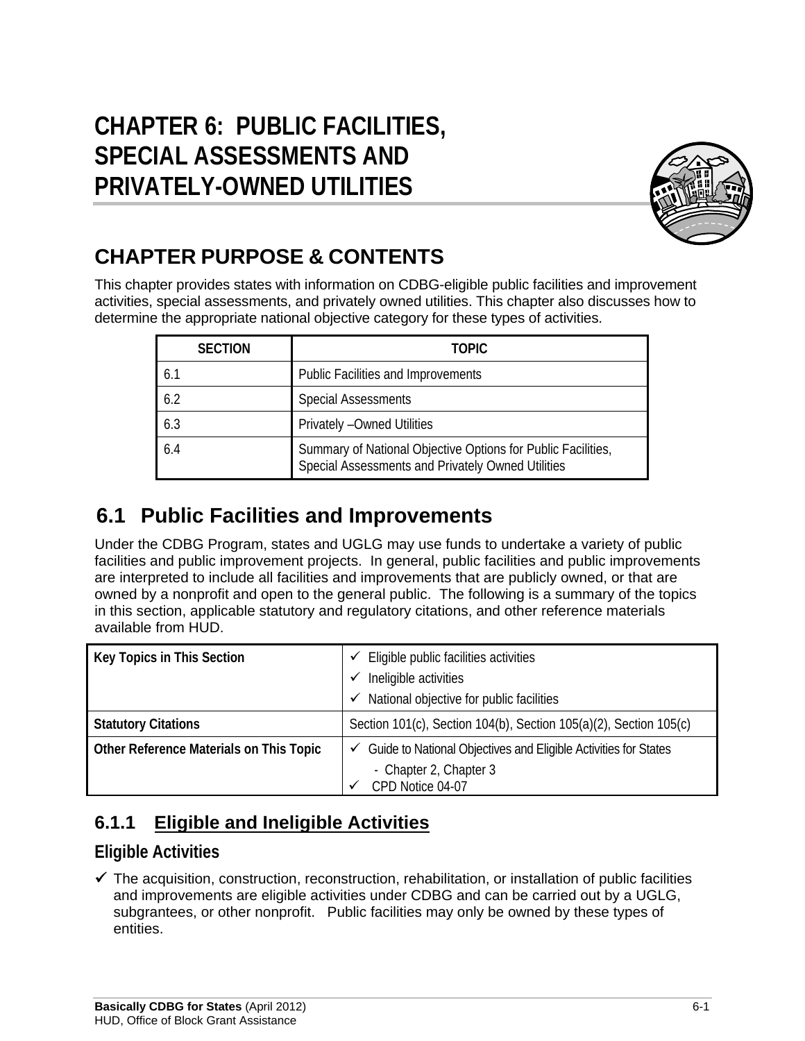# CHAPTER 6: PUBLIC FACILITIES, SPECIAL ASSESSMENTS AND PRIVATELY-OWNED UTILITIES

## CHAPTER PURPOSE & CONTENTS

This chapter provides states with information on CDBG-eligible public facilities and improvement activities, special assessments, and privately owned utilities. This chapter also discusses how to determine the appropriate national objective category for these types of activities.

| SECTION | TOPIC |
|---|---|
| 6.1 | Public Facilities and Improvements |
| 6.2 | Special Assessments |
| 6.3 | Privately –Owned Utilities |
| 6.4 | Summary of National Objective Options for Public Facilities, Special Assessments and Privately Owned Utilities |

## 6.1 Public Facilities and Improvements

Under the CDBG Program, states and UGLG may use funds to undertake a variety of public facilities and public improvement projects. In general, public facilities and public improvements are interpreted to include all facilities and improvements that are publicly owned, or that are owned by a nonprofit and open to the general public. The following is a summary of the topics in this section, applicable statutory and regulatory citations, and other reference materials available from HUD.

| | |
|---|---|
| **Key Topics in This Section** | ✓ Eligible public facilities activities<br>✓ Ineligible activities<br>✓ National objective for public facilities |
| **Statutory Citations** | Section 101(c), Section 104(b), Section 105(a)(2), Section 105(c) |
| **Other Reference Materials on This Topic** | ✓ Guide to National Objectives and Eligible Activities for States<br>- Chapter 2, Chapter 3<br>✓ CPD Notice 04-07 |

### 6.1.1 Eligible and Ineligible Activities

#### Eligible Activities

- ✓ The acquisition, construction, reconstruction, rehabilitation, or installation of public facilities and improvements are eligible activities under CDBG and can be carried out by a UGLG, subgrantees, or other nonprofit. Public facilities may only be owned by these types of entities.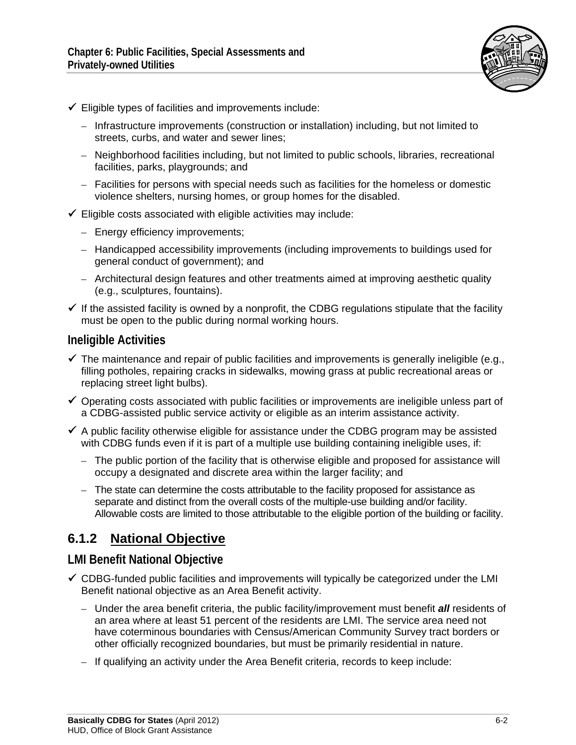- ✓ Eligible types of facilities and improvements include:
  - Infrastructure improvements (construction or installation) including, but not limited to streets, curbs, and water and sewer lines;
  - Neighborhood facilities including, but not limited to public schools, libraries, recreational facilities, parks, playgrounds; and
  - Facilities for persons with special needs such as facilities for the homeless or domestic violence shelters, nursing homes, or group homes for the disabled.
- ✓ Eligible costs associated with eligible activities may include:
  - Energy efficiency improvements;
  - Handicapped accessibility improvements (including improvements to buildings used for general conduct of government); and
  - Architectural design features and other treatments aimed at improving aesthetic quality (e.g., sculptures, fountains).
- ✓ If the assisted facility is owned by a nonprofit, the CDBG regulations stipulate that the facility must be open to the public during normal working hours.

### Ineligible Activities

- ✓ The maintenance and repair of public facilities and improvements is generally ineligible (e.g., filling potholes, repairing cracks in sidewalks, mowing grass at public recreational areas or replacing street light bulbs).
- ✓ Operating costs associated with public facilities or improvements are ineligible unless part of a CDBG-assisted public service activity or eligible as an interim assistance activity.
- ✓ A public facility otherwise eligible for assistance under the CDBG program may be assisted with CDBG funds even if it is part of a multiple use building containing ineligible uses, if:
  - The public portion of the facility that is otherwise eligible and proposed for assistance will occupy a designated and discrete area within the larger facility; and
  - The state can determine the costs attributable to the facility proposed for assistance as separate and distinct from the overall costs of the multiple-use building and/or facility. Allowable costs are limited to those attributable to the eligible portion of the building or facility.

## 6.1.2 National Objective

### LMI Benefit National Objective

- ✓ CDBG-funded public facilities and improvements will typically be categorized under the LMI Benefit national objective as an Area Benefit activity.
  - Under the area benefit criteria, the public facility/improvement must benefit ***all*** residents of an area where at least 51 percent of the residents are LMI. The service area need not have coterminous boundaries with Census/American Community Survey tract borders or other officially recognized boundaries, but must be primarily residential in nature.
  - If qualifying an activity under the Area Benefit criteria, records to keep include: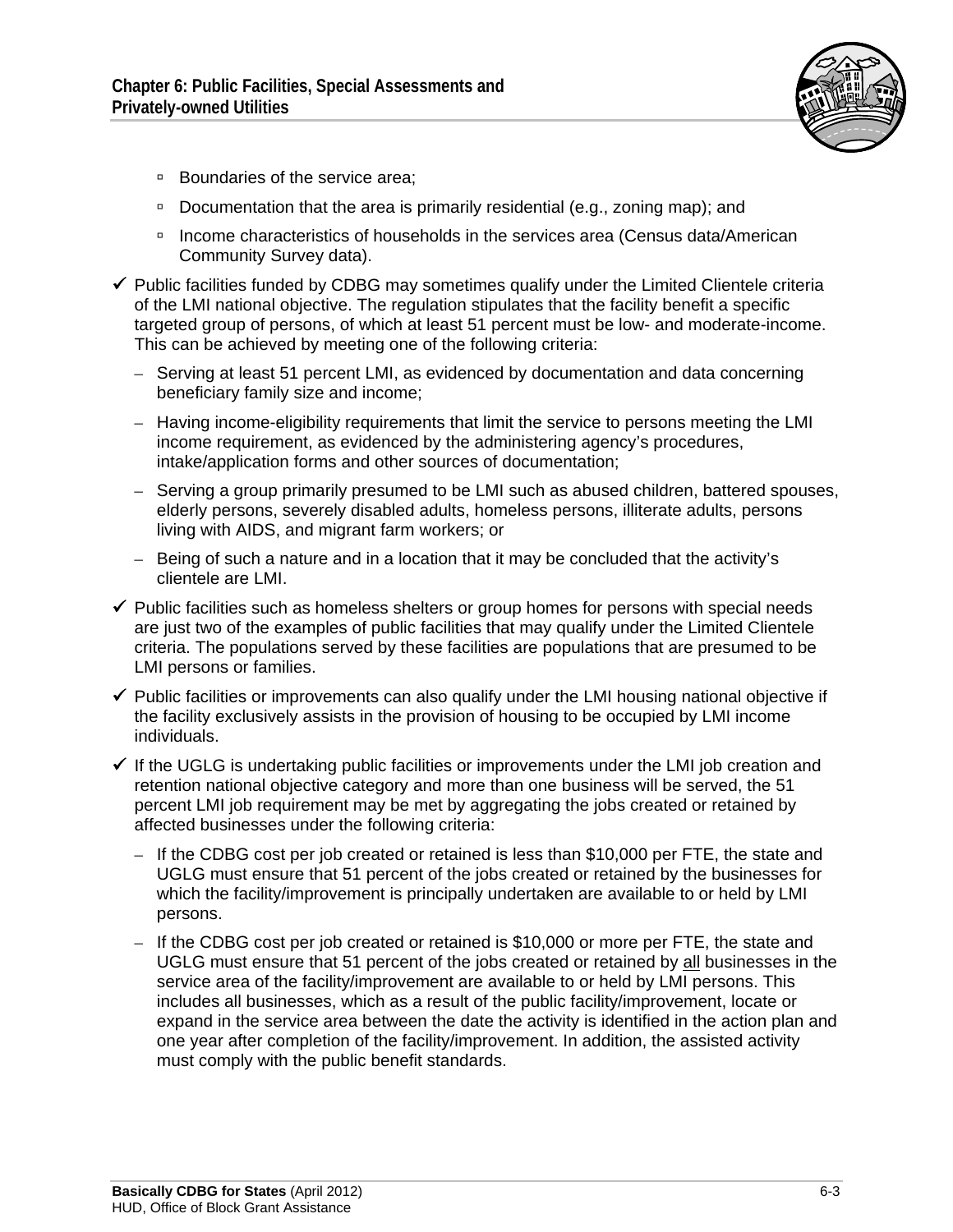- Boundaries of the service area;
- Documentation that the area is primarily residential (e.g., zoning map); and
- Income characteristics of households in the services area (Census data/American Community Survey data).

✓ Public facilities funded by CDBG may sometimes qualify under the Limited Clientele criteria of the LMI national objective. The regulation stipulates that the facility benefit a specific targeted group of persons, of which at least 51 percent must be low- and moderate-income. This can be achieved by meeting one of the following criteria:

- Serving at least 51 percent LMI, as evidenced by documentation and data concerning beneficiary family size and income;
- Having income-eligibility requirements that limit the service to persons meeting the LMI income requirement, as evidenced by the administering agency's procedures, intake/application forms and other sources of documentation;
- Serving a group primarily presumed to be LMI such as abused children, battered spouses, elderly persons, severely disabled adults, homeless persons, illiterate adults, persons living with AIDS, and migrant farm workers; or
- Being of such a nature and in a location that it may be concluded that the activity's clientele are LMI.

✓ Public facilities such as homeless shelters or group homes for persons with special needs are just two of the examples of public facilities that may qualify under the Limited Clientele criteria. The populations served by these facilities are populations that are presumed to be LMI persons or families.

✓ Public facilities or improvements can also qualify under the LMI housing national objective if the facility exclusively assists in the provision of housing to be occupied by LMI income individuals.

✓ If the UGLG is undertaking public facilities or improvements under the LMI job creation and retention national objective category and more than one business will be served, the 51 percent LMI job requirement may be met by aggregating the jobs created or retained by affected businesses under the following criteria:

- If the CDBG cost per job created or retained is less than $10,000 per FTE, the state and UGLG must ensure that 51 percent of the jobs created or retained by the businesses for which the facility/improvement is principally undertaken are available to or held by LMI persons.
- If the CDBG cost per job created or retained is $10,000 or more per FTE, the state and UGLG must ensure that 51 percent of the jobs created or retained by <u>all</u> businesses in the service area of the facility/improvement are available to or held by LMI persons. This includes all businesses, which as a result of the public facility/improvement, locate or expand in the service area between the date the activity is identified in the action plan and one year after completion of the facility/improvement. In addition, the assisted activity must comply with the public benefit standards.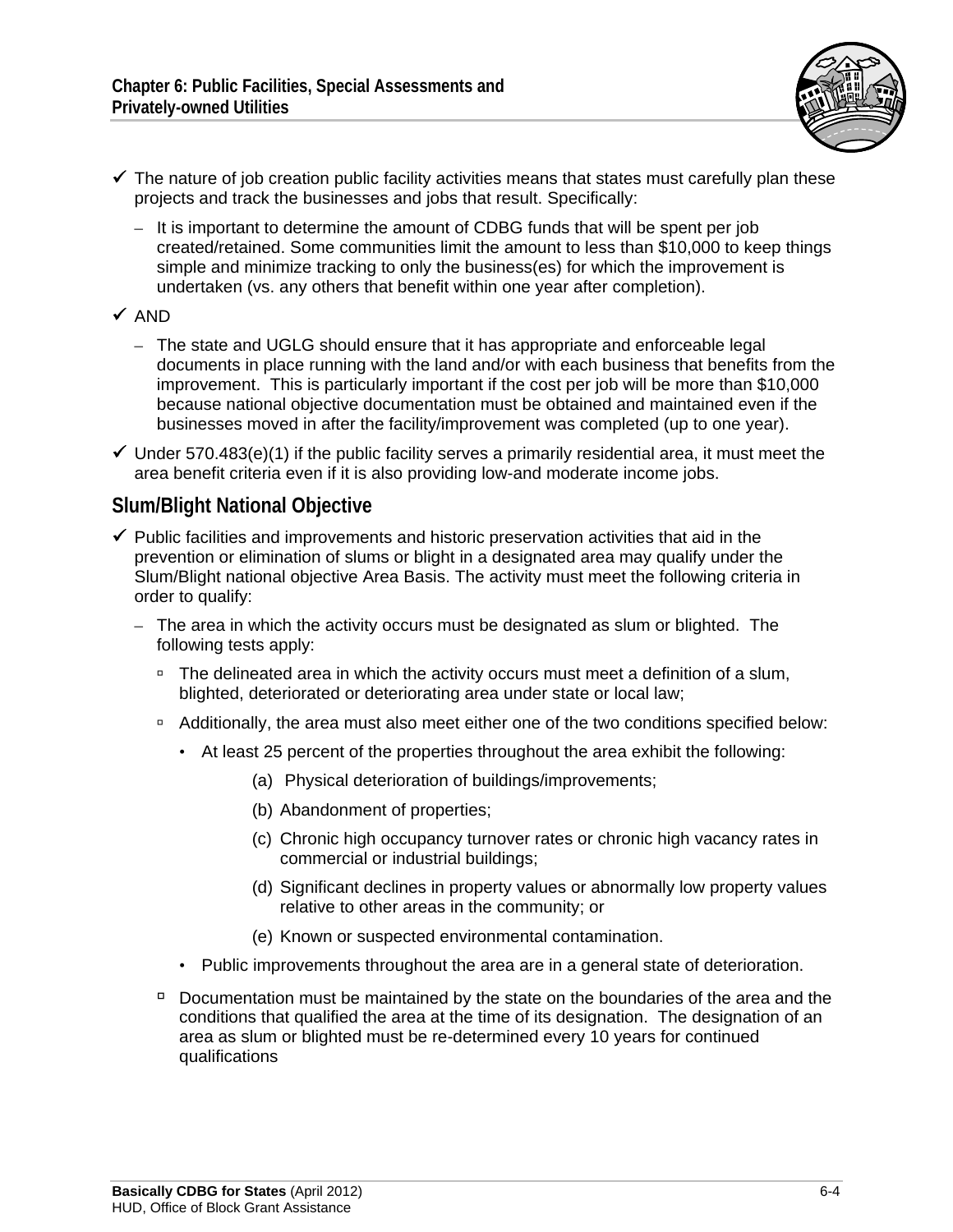- ✓ The nature of job creation public facility activities means that states must carefully plan these projects and track the businesses and jobs that result. Specifically:
  - It is important to determine the amount of CDBG funds that will be spent per job created/retained. Some communities limit the amount to less than $10,000 to keep things simple and minimize tracking to only the business(es) for which the improvement is undertaken (vs. any others that benefit within one year after completion).
- ✓ AND
  - The state and UGLG should ensure that it has appropriate and enforceable legal documents in place running with the land and/or with each business that benefits from the improvement. This is particularly important if the cost per job will be more than $10,000 because national objective documentation must be obtained and maintained even if the businesses moved in after the facility/improvement was completed (up to one year).
- ✓ Under 570.483(e)(1) if the public facility serves a primarily residential area, it must meet the area benefit criteria even if it is also providing low-and moderate income jobs.

## Slum/Blight National Objective

- ✓ Public facilities and improvements and historic preservation activities that aid in the prevention or elimination of slums or blight in a designated area may qualify under the Slum/Blight national objective Area Basis. The activity must meet the following criteria in order to qualify:
  - The area in which the activity occurs must be designated as slum or blighted. The following tests apply:
    - The delineated area in which the activity occurs must meet a definition of a slum, blighted, deteriorated or deteriorating area under state or local law;
    - Additionally, the area must also meet either one of the two conditions specified below:
      - At least 25 percent of the properties throughout the area exhibit the following:
        - (a) Physical deterioration of buildings/improvements;
        - (b) Abandonment of properties;
        - (c) Chronic high occupancy turnover rates or chronic high vacancy rates in commercial or industrial buildings;
        - (d) Significant declines in property values or abnormally low property values relative to other areas in the community; or
        - (e) Known or suspected environmental contamination.
      - Public improvements throughout the area are in a general state of deterioration.
    - Documentation must be maintained by the state on the boundaries of the area and the conditions that qualified the area at the time of its designation. The designation of an area as slum or blighted must be re-determined every 10 years for continued qualifications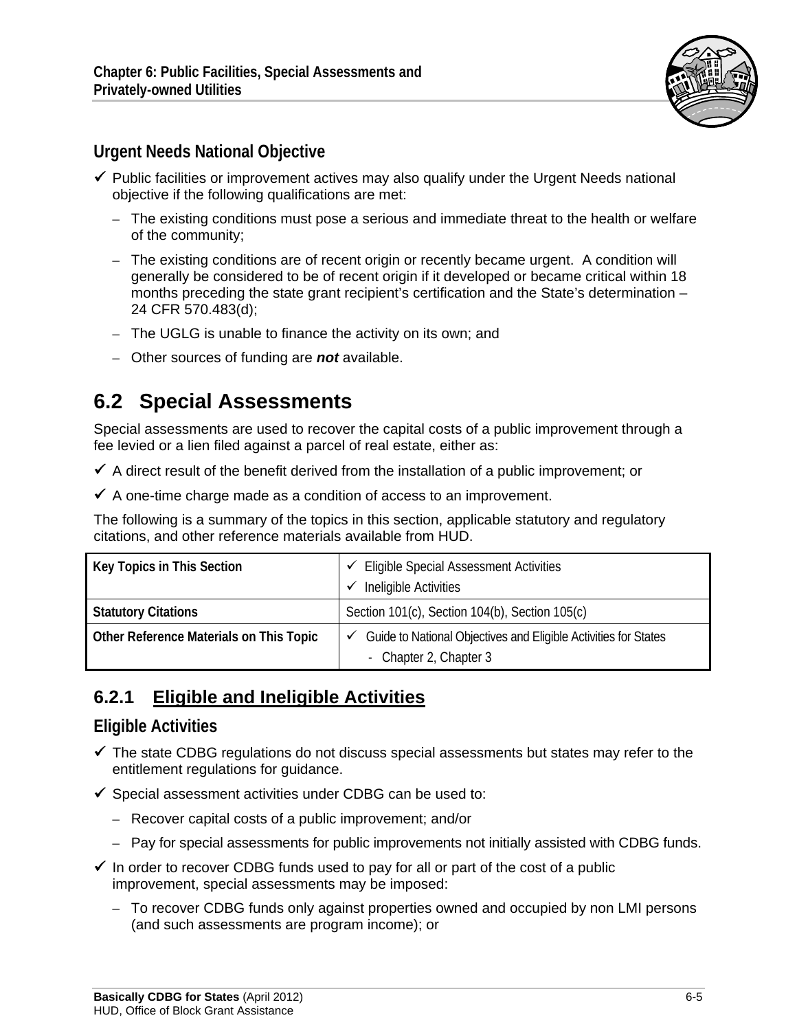### Urgent Needs National Objective

- ✓ Public facilities or improvement actives may also qualify under the Urgent Needs national objective if the following qualifications are met:
  - The existing conditions must pose a serious and immediate threat to the health or welfare of the community;
  - The existing conditions are of recent origin or recently became urgent. A condition will generally be considered to be of recent origin if it developed or became critical within 18 months preceding the state grant recipient's certification and the State's determination – 24 CFR 570.483(d);
  - The UGLG is unable to finance the activity on its own; and
  - Other sources of funding are ***not*** available.

## 6.2 Special Assessments

Special assessments are used to recover the capital costs of a public improvement through a fee levied or a lien filed against a parcel of real estate, either as:

- ✓ A direct result of the benefit derived from the installation of a public improvement; or
- ✓ A one-time charge made as a condition of access to an improvement.

The following is a summary of the topics in this section, applicable statutory and regulatory citations, and other reference materials available from HUD.

| | |
|---|---|
| **Key Topics in This Section** | ✓ Eligible Special Assessment Activities<br>✓ Ineligible Activities |
| **Statutory Citations** | Section 101(c), Section 104(b), Section 105(c) |
| **Other Reference Materials on This Topic** | ✓ Guide to National Objectives and Eligible Activities for States<br>- Chapter 2, Chapter 3 |

### 6.2.1 Eligible and Ineligible Activities

### Eligible Activities

- ✓ The state CDBG regulations do not discuss special assessments but states may refer to the entitlement regulations for guidance.
- ✓ Special assessment activities under CDBG can be used to:
  - Recover capital costs of a public improvement; and/or
  - Pay for special assessments for public improvements not initially assisted with CDBG funds.
- ✓ In order to recover CDBG funds used to pay for all or part of the cost of a public improvement, special assessments may be imposed:
  - To recover CDBG funds only against properties owned and occupied by non LMI persons (and such assessments are program income); or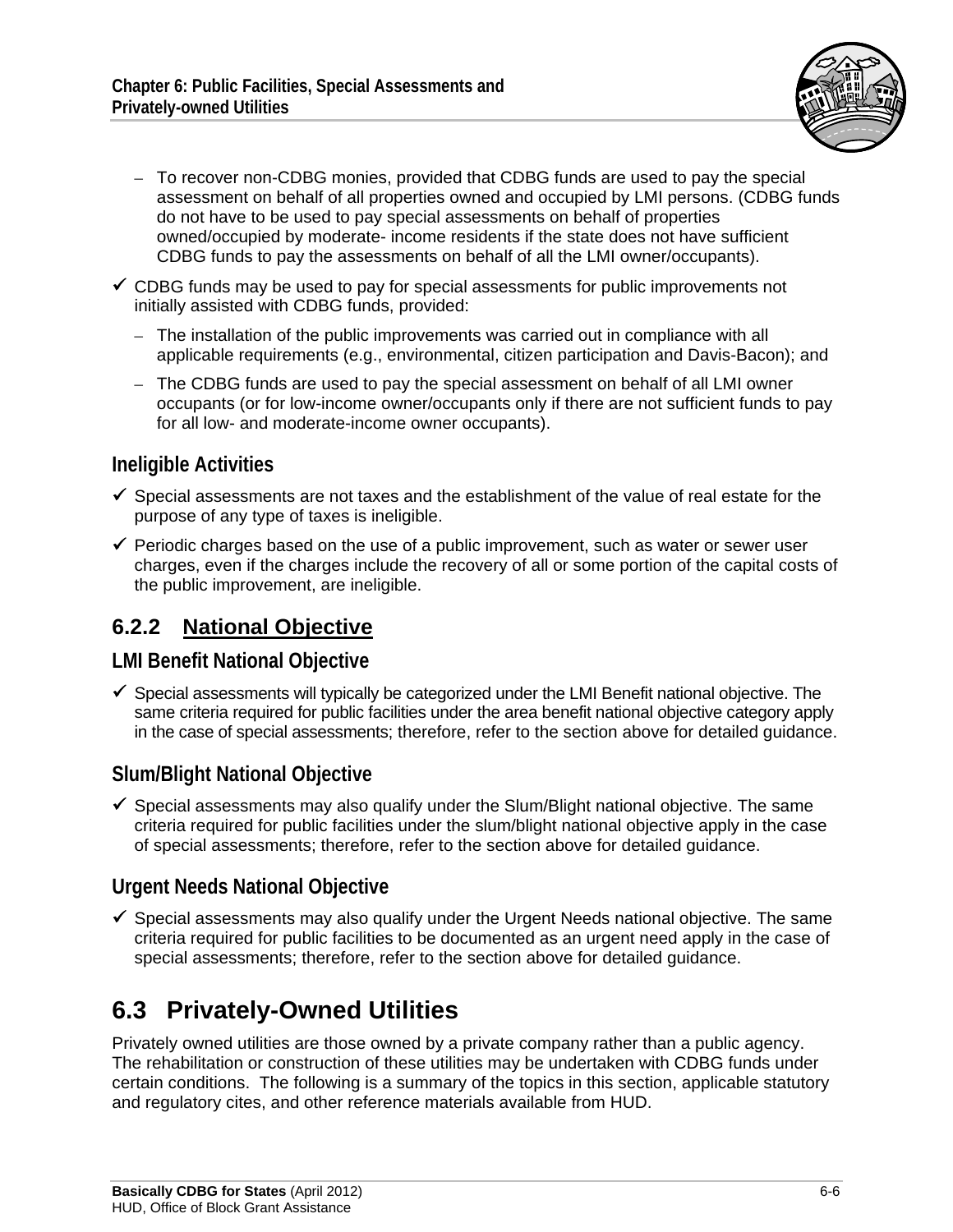- To recover non-CDBG monies, provided that CDBG funds are used to pay the special assessment on behalf of all properties owned and occupied by LMI persons. (CDBG funds do not have to be used to pay special assessments on behalf of properties owned/occupied by moderate- income residents if the state does not have sufficient CDBG funds to pay the assessments on behalf of all the LMI owner/occupants).

- ✓ CDBG funds may be used to pay for special assessments for public improvements not initially assisted with CDBG funds, provided:
  - The installation of the public improvements was carried out in compliance with all applicable requirements (e.g., environmental, citizen participation and Davis-Bacon); and
  - The CDBG funds are used to pay the special assessment on behalf of all LMI owner occupants (or for low-income owner/occupants only if there are not sufficient funds to pay for all low- and moderate-income owner occupants).

### Ineligible Activities

- ✓ Special assessments are not taxes and the establishment of the value of real estate for the purpose of any type of taxes is ineligible.
- ✓ Periodic charges based on the use of a public improvement, such as water or sewer user charges, even if the charges include the recovery of all or some portion of the capital costs of the public improvement, are ineligible.

## 6.2.2 National Objective

### LMI Benefit National Objective

- ✓ Special assessments will typically be categorized under the LMI Benefit national objective. The same criteria required for public facilities under the area benefit national objective category apply in the case of special assessments; therefore, refer to the section above for detailed guidance.

### Slum/Blight National Objective

- ✓ Special assessments may also qualify under the Slum/Blight national objective. The same criteria required for public facilities under the slum/blight national objective apply in the case of special assessments; therefore, refer to the section above for detailed guidance.

### Urgent Needs National Objective

- ✓ Special assessments may also qualify under the Urgent Needs national objective. The same criteria required for public facilities to be documented as an urgent need apply in the case of special assessments; therefore, refer to the section above for detailed guidance.

# 6.3 Privately-Owned Utilities

Privately owned utilities are those owned by a private company rather than a public agency. The rehabilitation or construction of these utilities may be undertaken with CDBG funds under certain conditions. The following is a summary of the topics in this section, applicable statutory and regulatory cites, and other reference materials available from HUD.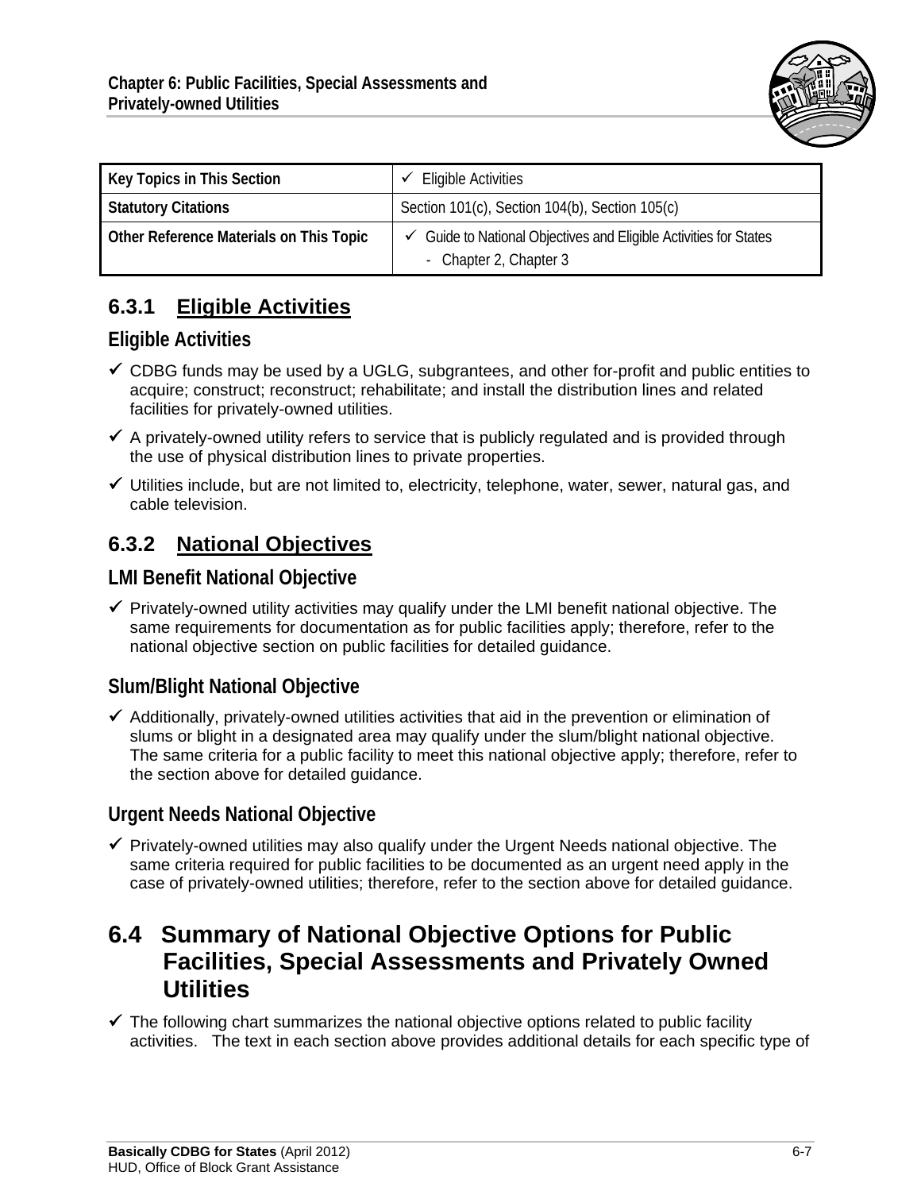| Key Topics in This Section | ✓ Eligible Activities |
| --- | --- |
| Statutory Citations | Section 101(c), Section 104(b), Section 105(c) |
| Other Reference Materials on This Topic | ✓ Guide to National Objectives and Eligible Activities for States<br>- Chapter 2, Chapter 3 |

## 6.3.1 Eligible Activities

### Eligible Activities

- ✓ CDBG funds may be used by a UGLG, subgrantees, and other for-profit and public entities to acquire; construct; reconstruct; rehabilitate; and install the distribution lines and related facilities for privately-owned utilities.
- ✓ A privately-owned utility refers to service that is publicly regulated and is provided through the use of physical distribution lines to private properties.
- ✓ Utilities include, but are not limited to, electricity, telephone, water, sewer, natural gas, and cable television.

## 6.3.2 National Objectives

### LMI Benefit National Objective

- ✓ Privately-owned utility activities may qualify under the LMI benefit national objective. The same requirements for documentation as for public facilities apply; therefore, refer to the national objective section on public facilities for detailed guidance.

### Slum/Blight National Objective

- ✓ Additionally, privately-owned utilities activities that aid in the prevention or elimination of slums or blight in a designated area may qualify under the slum/blight national objective. The same criteria for a public facility to meet this national objective apply; therefore, refer to the section above for detailed guidance.

### Urgent Needs National Objective

- ✓ Privately-owned utilities may also qualify under the Urgent Needs national objective. The same criteria required for public facilities to be documented as an urgent need apply in the case of privately-owned utilities; therefore, refer to the section above for detailed guidance.

# 6.4 Summary of National Objective Options for Public Facilities, Special Assessments and Privately Owned Utilities

- ✓ The following chart summarizes the national objective options related to public facility activities. The text in each section above provides additional details for each specific type of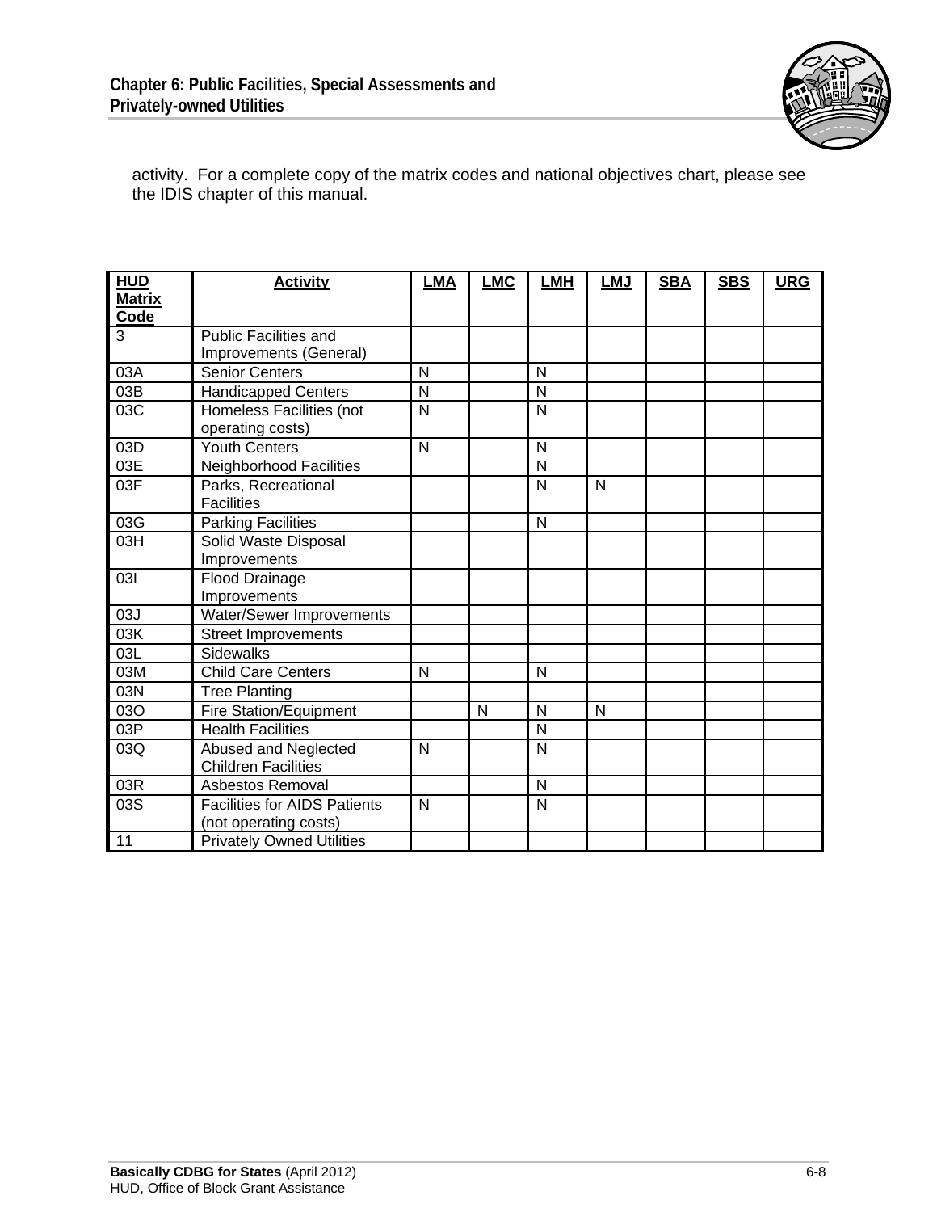activity. For a complete copy of the matrix codes and national objectives chart, please see the IDIS chapter of this manual.

| HUD Matrix Code | Activity | LMA | LMC | LMH | LMJ | SBA | SBS | URG |
|---|---|---|---|---|---|---|---|---|
| 3 | Public Facilities and Improvements (General) | | | | | | | |
| 03A | Senior Centers | N | | N | | | | |
| 03B | Handicapped Centers | N | | N | | | | |
| 03C | Homeless Facilities (not operating costs) | N | | N | | | | |
| 03D | Youth Centers | N | | N | | | | |
| 03E | Neighborhood Facilities | | | N | | | | |
| 03F | Parks, Recreational Facilities | | | N | N | | | |
| 03G | Parking Facilities | | | N | | | | |
| 03H | Solid Waste Disposal Improvements | | | | | | | |
| 03I | Flood Drainage Improvements | | | | | | | |
| 03J | Water/Sewer Improvements | | | | | | | |
| 03K | Street Improvements | | | | | | | |
| 03L | Sidewalks | | | | | | | |
| 03M | Child Care Centers | N | | N | | | | |
| 03N | Tree Planting | | | | | | | |
| 03O | Fire Station/Equipment | | N | N | N | | | |
| 03P | Health Facilities | | | N | | | | |
| 03Q | Abused and Neglected Children Facilities | N | | N | | | | |
| 03R | Asbestos Removal | | | N | | | | |
| 03S | Facilities for AIDS Patients (not operating costs) | N | | N | | | | |
| 11 | Privately Owned Utilities | | | | | | | |